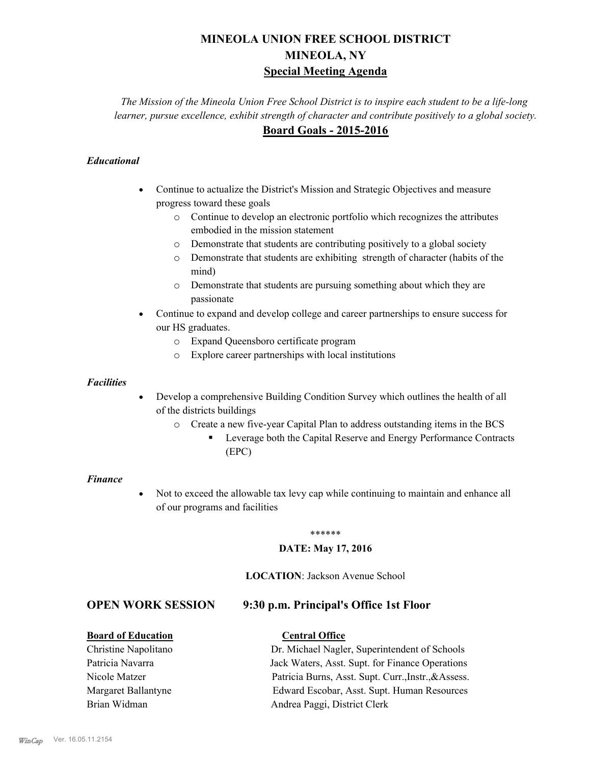# MINEOLA UNION FREE SCHOOL DISTRICT
# MINEOLA, NY
## Special Meeting Agenda

*The Mission of the Mineola Union Free School District is to inspire each student to be a life-long learner, pursue excellence, exhibit strength of character and contribute positively to a global society.*

## Board Goals - 2015-2016

***Educational***

- Continue to actualize the District's Mission and Strategic Objectives and measure progress toward these goals
  - Continue to develop an electronic portfolio which recognizes the attributes embodied in the mission statement
  - Demonstrate that students are contributing positively to a global society
  - Demonstrate that students are exhibiting strength of character (habits of the mind)
  - Demonstrate that students are pursuing something about which they are passionate
- Continue to expand and develop college and career partnerships to ensure success for our HS graduates.
  - Expand Queensboro certificate program
  - Explore career partnerships with local institutions

***Facilities***

- Develop a comprehensive Building Condition Survey which outlines the health of all of the districts buildings
  - Create a new five-year Capital Plan to address outstanding items in the BCS
    - Leverage both the Capital Reserve and Energy Performance Contracts (EPC)

***Finance***

- Not to exceed the allowable tax levy cap while continuing to maintain and enhance all of our programs and facilities

\*\*\*\*\*\*

**DATE: May 17, 2016**

**LOCATION**: Jackson Avenue School

### OPEN WORK SESSION 9:30 p.m. Principal's Office 1st Floor

| **Board of Education** | **Central Office** |
|---|---|
| Christine Napolitano | Dr. Michael Nagler, Superintendent of Schools |
| Patricia Navarra | Jack Waters, Asst. Supt. for Finance Operations |
| Nicole Matzer | Patricia Burns, Asst. Supt. Curr.,Instr.,&Assess. |
| Margaret Ballantyne | Edward Escobar, Asst. Supt. Human Resources |
| Brian Widman | Andrea Paggi, District Clerk |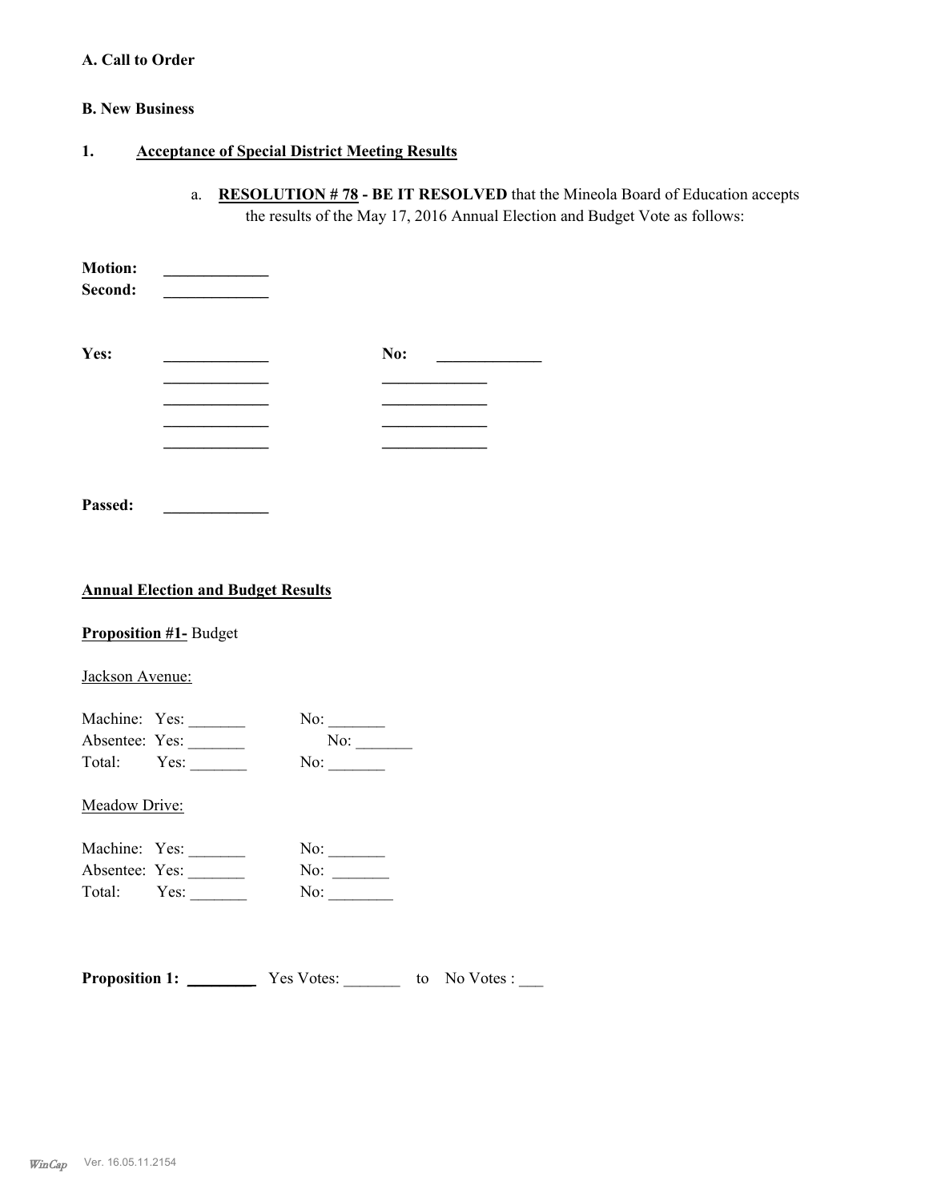**A. Call to Order**

**B. New Business**

**1. Acceptance of Special District Meeting Results**

a. **RESOLUTION # 78 - BE IT RESOLVED** that the Mineola Board of Education accepts the results of the May 17, 2016 Annual Election and Budget Vote as follows:

**Motion:** _____________
**Second:** _____________

**Yes:** _____________ **No:** _____________
_____________ _____________
_____________ _____________
_____________ _____________
_____________ _____________

**Passed:** _____________

**Annual Election and Budget Results**

**Proposition #1-** Budget

Jackson Avenue:

Machine: Yes: _______ No: _______
Absentee: Yes: _______ No: _______
Total: Yes: _______ No: _______

Meadow Drive:

Machine: Yes: _______ No: _______
Absentee: Yes: _______ No: _______
Total: Yes: _______ No: ________

**Proposition 1:** ________ Yes Votes: _______ to No Votes : ___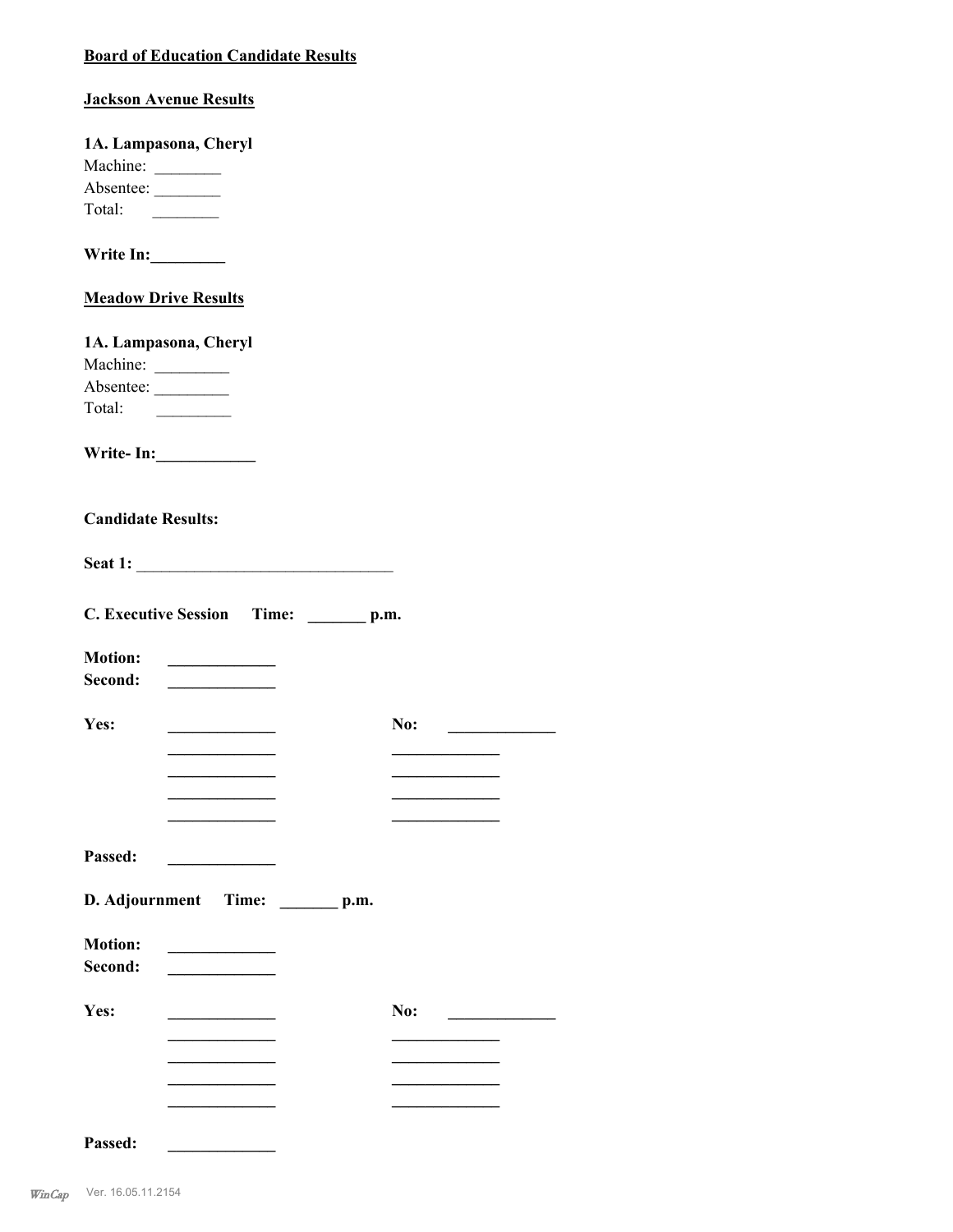**Board of Education Candidate Results**

**Jackson Avenue Results**

**1A. Lampasona, Cheryl**

Machine: ________

Absentee: ________

Total: ________

**Write In:_________**

**Meadow Drive Results**

**1A. Lampasona, Cheryl**

Machine: _________

Absentee: _________

Total: _________

**Write- In:____________**

**Candidate Results:**

**Seat 1:** ______________________________

**C. Executive Session Time: _______ p.m.**

**Motion:** _____________

**Second:** _____________

**Yes:** _____________ **No:** _____________

_____________ _____________

_____________ _____________

_____________ _____________

_____________ _____________

**Passed:** _____________

**D. Adjournment Time: _______ p.m.**

**Motion:** _____________

**Second:** _____________

**Yes:** _____________ **No:** _____________

_____________ _____________

_____________ _____________

_____________ _____________

**Passed:** _____________